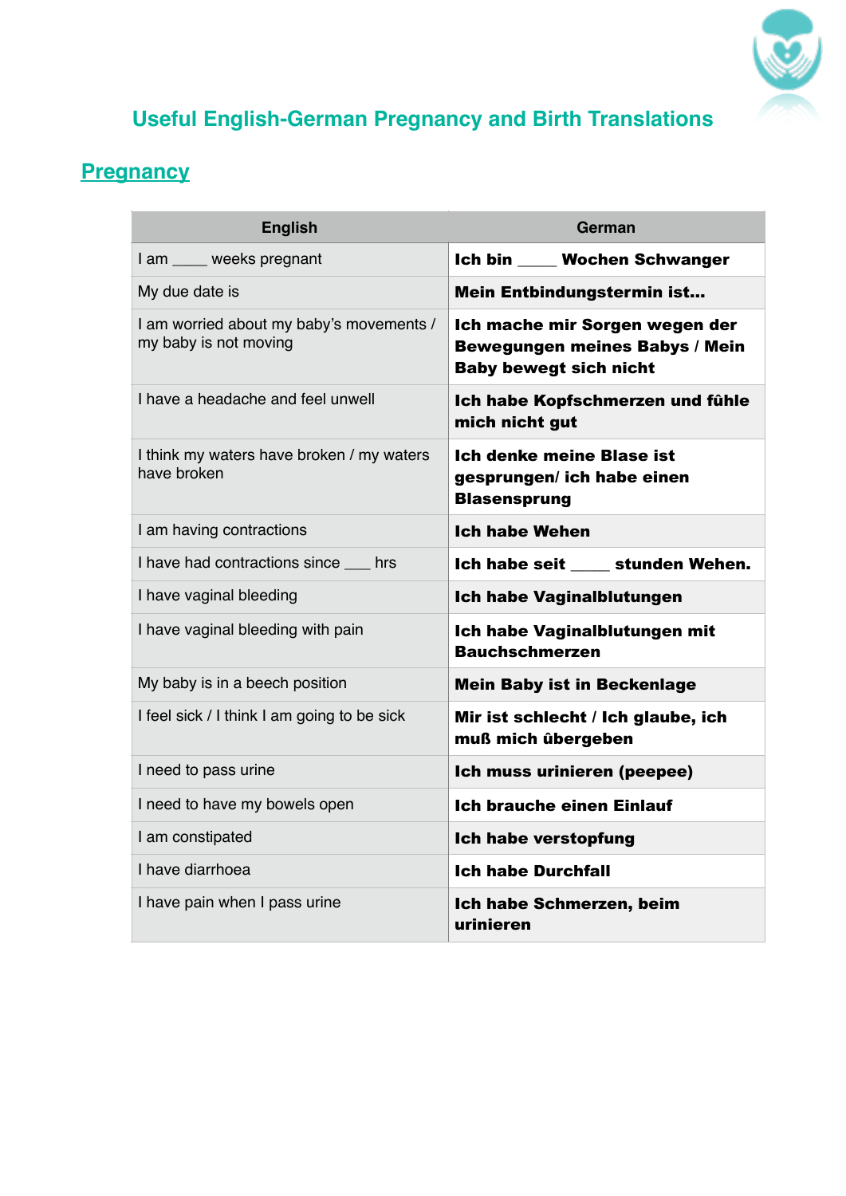# Useful English-German Pregnancy and Birth Translations

## Pregnancy

| English | German |
|---|---|
| I am ____ weeks pregnant | **Ich bin ____ Wochen Schwanger** |
| My due date is | **Mein Entbindungstermin ist…** |
| I am worried about my baby's movements / my baby is not moving | **Ich mache mir Sorgen wegen der Bewegungen meines Babys / Mein Baby bewegt sich nicht** |
| I have a headache and feel unwell | **Ich habe Kopfschmerzen und fûhle mich nicht gut** |
| I think my waters have broken / my waters have broken | **Ich denke meine Blase ist gesprungen/ ich habe einen Blasensprung** |
| I am having contractions | **Ich habe Wehen** |
| I have had contractions since ___ hrs | **Ich habe seit ____ stunden Wehen.** |
| I have vaginal bleeding | **Ich habe Vaginalblutungen** |
| I have vaginal bleeding with pain | **Ich habe Vaginalblutungen mit Bauchschmerzen** |
| My baby is in a beech position | **Mein Baby ist in Beckenlage** |
| I feel sick / I think I am going to be sick | **Mir ist schlecht / Ich glaube, ich muß mich ûbergeben** |
| I need to pass urine | **Ich muss urinieren (peepee)** |
| I need to have my bowels open | **Ich brauche einen Einlauf** |
| I am constipated | **Ich habe verstopfung** |
| I have diarrhoea | **Ich habe Durchfall** |
| I have pain when I pass urine | **Ich habe Schmerzen, beim urinieren** |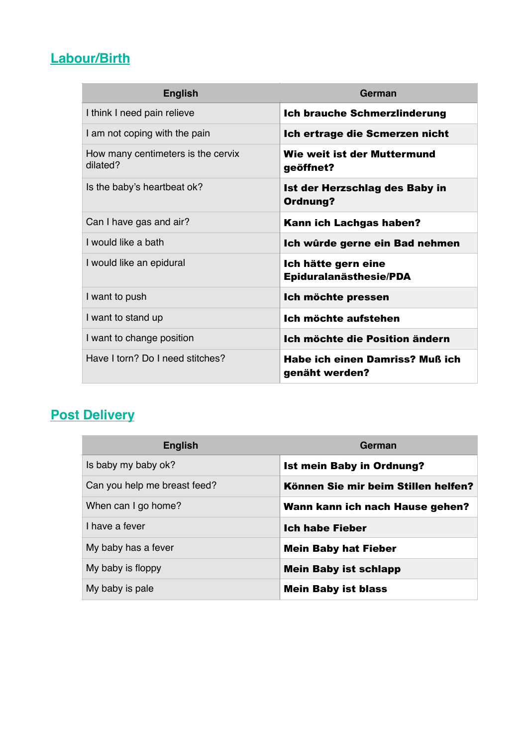## Labour/Birth

| English | German |
|---|---|
| I think I need pain relieve | **Ich brauche Schmerzlinderung** |
| I am not coping with the pain | **Ich ertrage die Scmerzen nicht** |
| How many centimeters is the cervix dilated? | **Wie weit ist der Muttermund geöffnet?** |
| Is the baby's heartbeat ok? | **Ist der Herzschlag des Baby in Ordnung?** |
| Can I have gas and air? | **Kann ich Lachgas haben?** |
| I would like a bath | **Ich wûrde gerne ein Bad nehmen** |
| I would like an epidural | **Ich hätte gern eine Epiduralanästhesie/PDA** |
| I want to push | **Ich möchte pressen** |
| I want to stand up | **Ich möchte aufstehen** |
| I want to change position | **Ich möchte die Position ändern** |
| Have I torn? Do I need stitches? | **Habe ich einen Damriss? Muß ich genäht werden?** |

## Post Delivery

| English | German |
|---|---|
| Is baby my baby ok? | **Ist mein Baby in Ordnung?** |
| Can you help me breast feed? | **Können Sie mir beim Stillen helfen?** |
| When can I go home? | **Wann kann ich nach Hause gehen?** |
| I have a fever | **Ich habe Fieber** |
| My baby has a fever | **Mein Baby hat Fieber** |
| My baby is floppy | **Mein Baby ist schlapp** |
| My baby is pale | **Mein Baby ist blass** |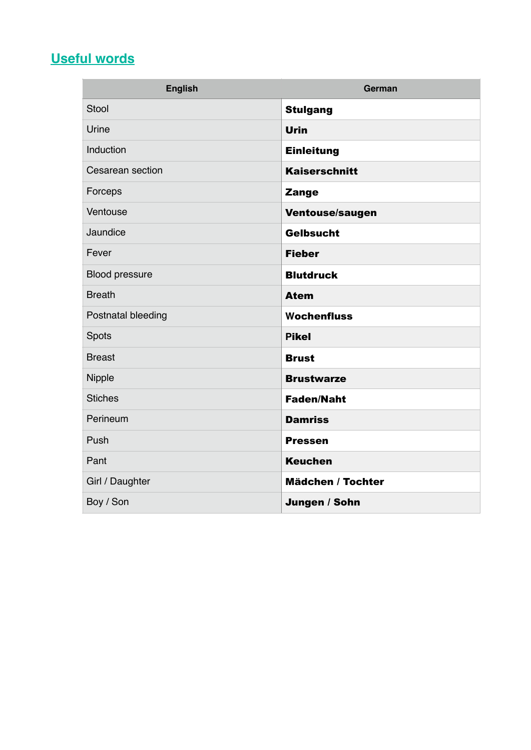## Useful words

| English | German |
|---|---|
| Stool | **Stulgang** |
| Urine | **Urin** |
| Induction | **Einleitung** |
| Cesarean section | **Kaiserschnitt** |
| Forceps | **Zange** |
| Ventouse | **Ventouse/saugen** |
| Jaundice | **Gelbsucht** |
| Fever | **Fieber** |
| Blood pressure | **Blutdruck** |
| Breath | **Atem** |
| Postnatal bleeding | **Wochenfluss** |
| Spots | **Pikel** |
| Breast | **Brust** |
| Nipple | **Brustwarze** |
| Stiches | **Faden/Naht** |
| Perineum | **Damriss** |
| Push | **Pressen** |
| Pant | **Keuchen** |
| Girl / Daughter | **Mädchen / Tochter** |
| Boy / Son | **Jungen / Sohn** |